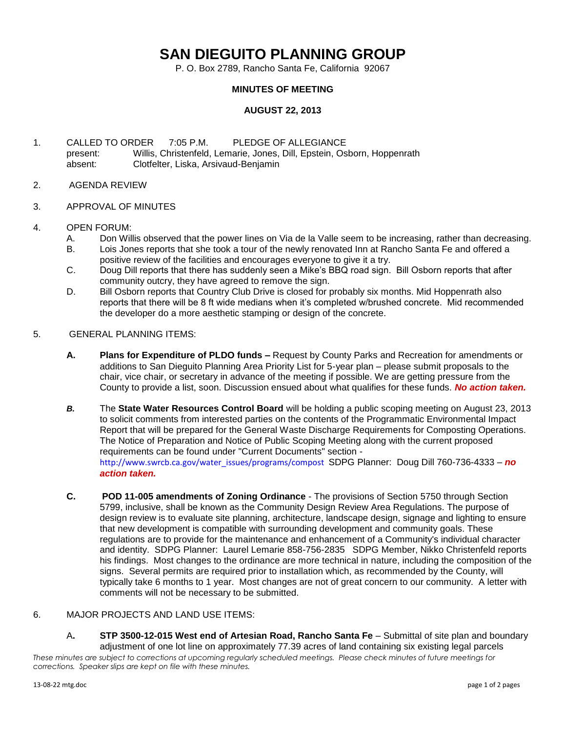# SAN DIEGUITO PLANNING GROUP

P. O. Box 2789, Rancho Santa Fe, California 92067

**MINUTES OF MEETING**

**AUGUST 22, 2013**

1. CALLED TO ORDER 7:05 P.M. PLEDGE OF ALLEGIANCE
   present: Willis, Christenfeld, Lemarie, Jones, Dill, Epstein, Osborn, Hoppenrath
   absent: Clotfelter, Liska, Arsivaud-Benjamin

2. AGENDA REVIEW

3. APPROVAL OF MINUTES

4. OPEN FORUM:
   A. Don Willis observed that the power lines on Via de la Valle seem to be increasing, rather than decreasing.
   B. Lois Jones reports that she took a tour of the newly renovated Inn at Rancho Santa Fe and offered a positive review of the facilities and encourages everyone to give it a try.
   C. Doug Dill reports that there has suddenly seen a Mike's BBQ road sign. Bill Osborn reports that after community outcry, they have agreed to remove the sign.
   D. Bill Osborn reports that Country Club Drive is closed for probably six months. Mid Hoppenrath also reports that there will be 8 ft wide medians when it's completed w/brushed concrete. Mid recommended the developer do a more aesthetic stamping or design of the concrete.

5. GENERAL PLANNING ITEMS:

   **A. Plans for Expenditure of PLDO funds –** Request by County Parks and Recreation for amendments or additions to San Dieguito Planning Area Priority List for 5-year plan – please submit proposals to the chair, vice chair, or secretary in advance of the meeting if possible. We are getting pressure from the County to provide a list, soon. Discussion ensued about what qualifies for these funds. ***No action taken.***

   ***B.*** The **State Water Resources Control Board** will be holding a public scoping meeting on August 23, 2013 to solicit comments from interested parties on the contents of the Programmatic Environmental Impact Report that will be prepared for the General Waste Discharge Requirements for Composting Operations. The Notice of Preparation and Notice of Public Scoping Meeting along with the current proposed requirements can be found under "Current Documents" section - http://www.swrcb.ca.gov/water_issues/programs/compost SDPG Planner: Doug Dill 760-736-4333 – ***no action taken.***

   **C. POD 11-005 amendments of Zoning Ordinance** - The provisions of Section 5750 through Section 5799, inclusive, shall be known as the Community Design Review Area Regulations. The purpose of design review is to evaluate site planning, architecture, landscape design, signage and lighting to ensure that new development is compatible with surrounding development and community goals. These regulations are to provide for the maintenance and enhancement of a Community's individual character and identity. SDPG Planner: Laurel Lemarie 858-756-2835 SDPG Member, Nikko Christenfeld reports his findings. Most changes to the ordinance are more technical in nature, including the composition of the signs. Several permits are required prior to installation which, as recommended by the County, will typically take 6 months to 1 year. Most changes are not of great concern to our community. A letter with comments will not be necessary to be submitted.

6. MAJOR PROJECTS AND LAND USE ITEMS:

   A**. STP 3500-12-015 West end of Artesian Road, Rancho Santa Fe** – Submittal of site plan and boundary adjustment of one lot line on approximately 77.39 acres of land containing six existing legal parcels

*These minutes are subject to corrections at upcoming regularly scheduled meetings. Please check minutes of future meetings for corrections. Speaker slips are kept on file with these minutes.*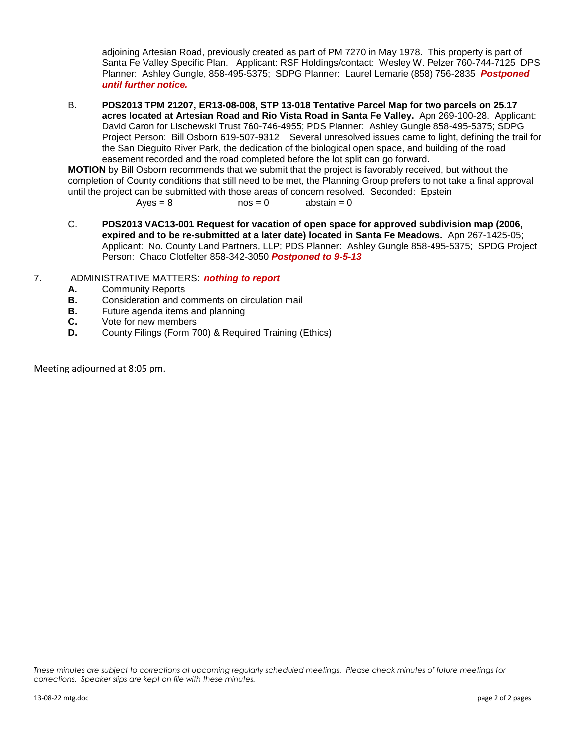adjoining Artesian Road, previously created as part of PM 7270 in May 1978. This property is part of Santa Fe Valley Specific Plan. Applicant: RSF Holdings/contact: Wesley W. Pelzer 760-744-7125 DPS Planner: Ashley Gungle, 858-495-5375; SDPG Planner: Laurel Lemarie (858) 756-2835 ***Postponed until further notice.***

B. **PDS2013 TPM 21207, ER13-08-008, STP 13-018 Tentative Parcel Map for two parcels on 25.17 acres located at Artesian Road and Rio Vista Road in Santa Fe Valley.** Apn 269-100-28. Applicant: David Caron for Lischewski Trust 760-746-4955; PDS Planner: Ashley Gungle 858-495-5375; SDPG Project Person: Bill Osborn 619-507-9312 Several unresolved issues came to light, defining the trail for the San Dieguito River Park, the dedication of the biological open space, and building of the road easement recorded and the road completed before the lot split can go forward.

**MOTION** by Bill Osborn recommends that we submit that the project is favorably received, but without the completion of County conditions that still need to be met, the Planning Group prefers to not take a final approval until the project can be submitted with those areas of concern resolved. Seconded: Epstein

Ayes = 8 nos = 0 abstain = 0

C. **PDS2013 VAC13-001 Request for vacation of open space for approved subdivision map (2006, expired and to be re-submitted at a later date) located in Santa Fe Meadows.** Apn 267-1425-05; Applicant: No. County Land Partners, LLP; PDS Planner: Ashley Gungle 858-495-5375; SPDG Project Person: Chaco Clotfelter 858-342-3050 ***Postponed to 9-5-13***

7. ADMINISTRATIVE MATTERS: ***nothing to report***

**A.** Community Reports
**B.** Consideration and comments on circulation mail
**B.** Future agenda items and planning
**C.** Vote for new members
**D.** County Filings (Form 700) & Required Training (Ethics)

Meeting adjourned at 8:05 pm.

*These minutes are subject to corrections at upcoming regularly scheduled meetings. Please check minutes of future meetings for corrections. Speaker slips are kept on file with these minutes.*

13-08-22 mtg.doc